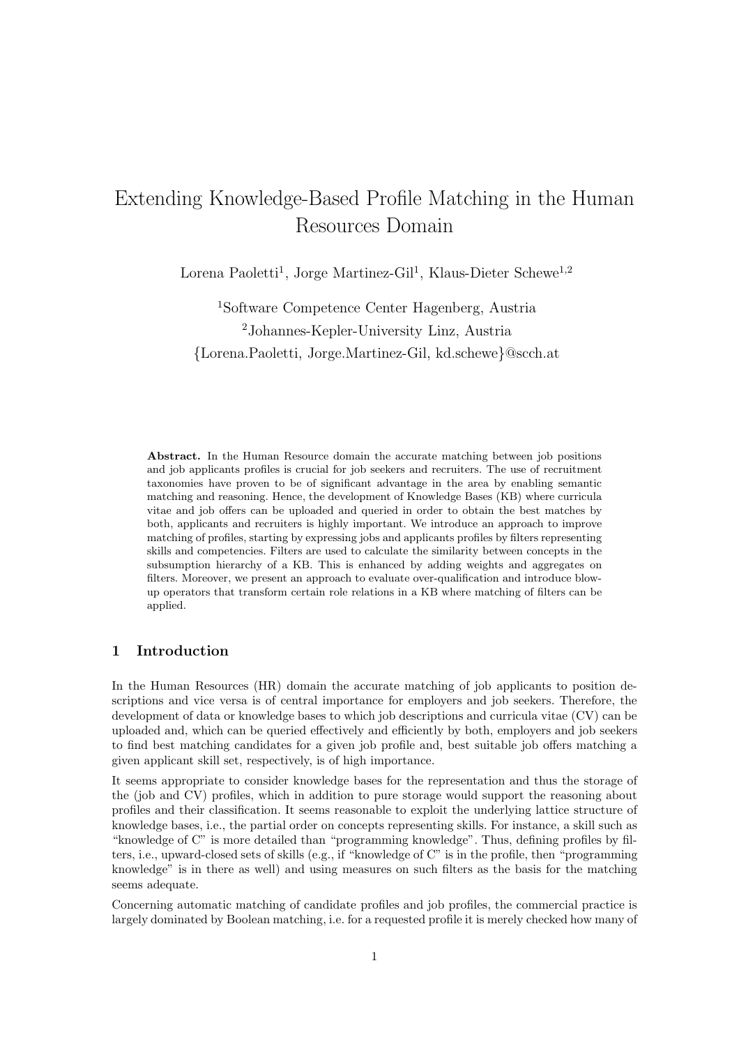# Extending Knowledge-Based Profile Matching in the Human Resources Domain

Lorena Paoletti[1], Jorge Martinez-Gil[1], Klaus-Dieter Schewe[1,2]

[1]Software Competence Center Hagenberg, Austria
[2]Johannes-Kepler-University Linz, Austria
{Lorena.Paoletti, Jorge.Martinez-Gil, kd.schewe}@scch.at

**Abstract.** In the Human Resource domain the accurate matching between job positions and job applicants profiles is crucial for job seekers and recruiters. The use of recruitment taxonomies have proven to be of significant advantage in the area by enabling semantic matching and reasoning. Hence, the development of Knowledge Bases (KB) where curricula vitae and job offers can be uploaded and queried in order to obtain the best matches by both, applicants and recruiters is highly important. We introduce an approach to improve matching of profiles, starting by expressing jobs and applicants profiles by filters representing skills and competencies. Filters are used to calculate the similarity between concepts in the subsumption hierarchy of a KB. This is enhanced by adding weights and aggregates on filters. Moreover, we present an approach to evaluate over-qualification and introduce blow-up operators that transform certain role relations in a KB where matching of filters can be applied.

## 1 Introduction

In the Human Resources (HR) domain the accurate matching of job applicants to position descriptions and vice versa is of central importance for employers and job seekers. Therefore, the development of data or knowledge bases to which job descriptions and curricula vitae (CV) can be uploaded and, which can be queried effectively and efficiently by both, employers and job seekers to find best matching candidates for a given job profile and, best suitable job offers matching a given applicant skill set, respectively, is of high importance.

It seems appropriate to consider knowledge bases for the representation and thus the storage of the (job and CV) profiles, which in addition to pure storage would support the reasoning about profiles and their classification. It seems reasonable to exploit the underlying lattice structure of knowledge bases, i.e., the partial order on concepts representing skills. For instance, a skill such as "knowledge of C" is more detailed than "programming knowledge". Thus, defining profiles by filters, i.e., upward-closed sets of skills (e.g., if "knowledge of C" is in the profile, then "programming knowledge" is in there as well) and using measures on such filters as the basis for the matching seems adequate.

Concerning automatic matching of candidate profiles and job profiles, the commercial practice is largely dominated by Boolean matching, i.e. for a requested profile it is merely checked how many of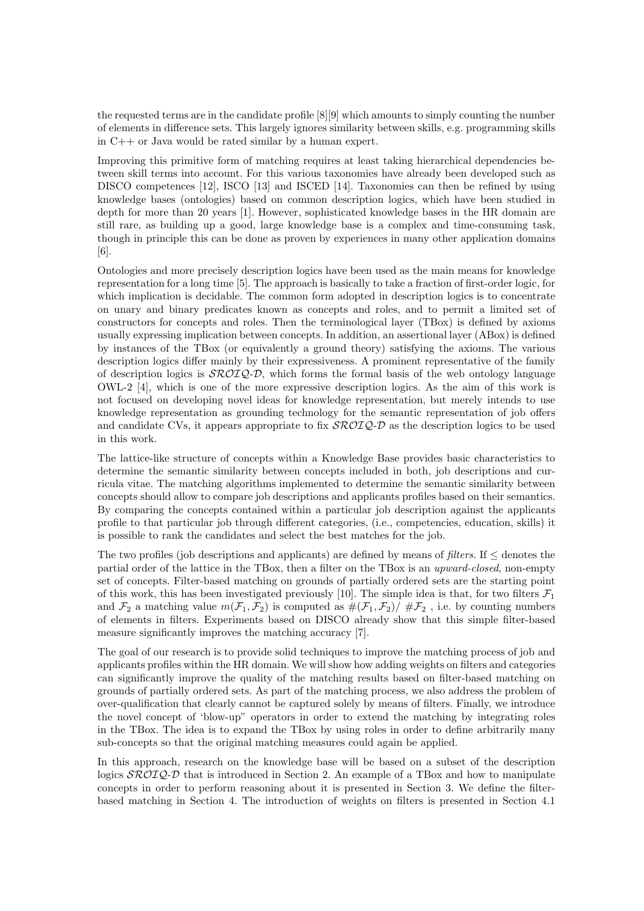the requested terms are in the candidate profile [8][9] which amounts to simply counting the number of elements in difference sets. This largely ignores similarity between skills, e.g. programming skills in C++ or Java would be rated similar by a human expert.

Improving this primitive form of matching requires at least taking hierarchical dependencies between skill terms into account. For this various taxonomies have already been developed such as DISCO competences [12], ISCO [13] and ISCED [14]. Taxonomies can then be refined by using knowledge bases (ontologies) based on common description logics, which have been studied in depth for more than 20 years [1]. However, sophisticated knowledge bases in the HR domain are still rare, as building up a good, large knowledge base is a complex and time-consuming task, though in principle this can be done as proven by experiences in many other application domains [6].

Ontologies and more precisely description logics have been used as the main means for knowledge representation for a long time [5]. The approach is basically to take a fraction of first-order logic, for which implication is decidable. The common form adopted in description logics is to concentrate on unary and binary predicates known as concepts and roles, and to permit a limited set of constructors for concepts and roles. Then the terminological layer (TBox) is defined by axioms usually expressing implication between concepts. In addition, an assertional layer (ABox) is defined by instances of the TBox (or equivalently a ground theory) satisfying the axioms. The various description logics differ mainly by their expressiveness. A prominent representative of the family of description logics is $\mathcal{SROIQ}$-$\mathcal{D}$, which forms the formal basis of the web ontology language OWL-2 [4], which is one of the more expressive description logics. As the aim of this work is not focused on developing novel ideas for knowledge representation, but merely intends to use knowledge representation as grounding technology for the semantic representation of job offers and candidate CVs, it appears appropriate to fix $\mathcal{SROIQ}$-$\mathcal{D}$ as the description logics to be used in this work.

The lattice-like structure of concepts within a Knowledge Base provides basic characteristics to determine the semantic similarity between concepts included in both, job descriptions and curricula vitae. The matching algorithms implemented to determine the semantic similarity between concepts should allow to compare job descriptions and applicants profiles based on their semantics. By comparing the concepts contained within a particular job description against the applicants profile to that particular job through different categories, (i.e., competencies, education, skills) it is possible to rank the candidates and select the best matches for the job.

The two profiles (job descriptions and applicants) are defined by means of *filters*. If $\leq$ denotes the partial order of the lattice in the TBox, then a filter on the TBox is an *upward-closed*, non-empty set of concepts. Filter-based matching on grounds of partially ordered sets are the starting point of this work, this has been investigated previously [10]. The simple idea is that, for two filters $\mathcal{F}_1$ and $\mathcal{F}_2$ a matching value $m(\mathcal{F}_1, \mathcal{F}_2)$ is computed as $\#(\mathcal{F}_1, \mathcal{F}_2)/\ \#\mathcal{F}_2$ , i.e. by counting numbers of elements in filters. Experiments based on DISCO already show that this simple filter-based measure significantly improves the matching accuracy [7].

The goal of our research is to provide solid techniques to improve the matching process of job and applicants profiles within the HR domain. We will show how adding weights on filters and categories can significantly improve the quality of the matching results based on filter-based matching on grounds of partially ordered sets. As part of the matching process, we also address the problem of over-qualification that clearly cannot be captured solely by means of filters. Finally, we introduce the novel concept of 'blow-up" operators in order to extend the matching by integrating roles in the TBox. The idea is to expand the TBox by using roles in order to define arbitrarily many sub-concepts so that the original matching measures could again be applied.

In this approach, research on the knowledge base will be based on a subset of the description logics $\mathcal{SROIQ}$-$\mathcal{D}$ that is introduced in Section 2. An example of a TBox and how to manipulate concepts in order to perform reasoning about it is presented in Section 3. We define the filter-based matching in Section 4. The introduction of weights on filters is presented in Section 4.1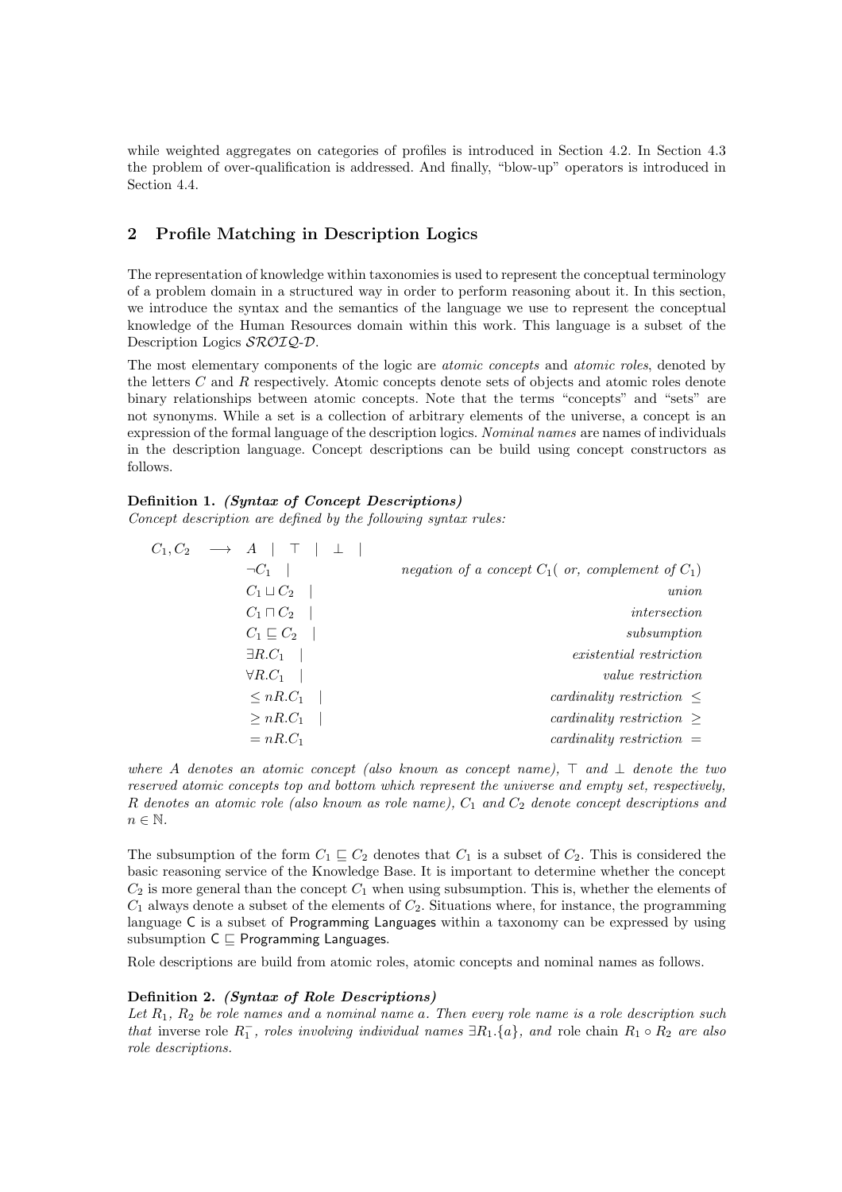while weighted aggregates on categories of profiles is introduced in Section 4.2. In Section 4.3 the problem of over-qualification is addressed. And finally, "blow-up" operators is introduced in Section 4.4.

## 2 Profile Matching in Description Logics

The representation of knowledge within taxonomies is used to represent the conceptual terminology of a problem domain in a structured way in order to perform reasoning about it. In this section, we introduce the syntax and the semantics of the language we use to represent the conceptual knowledge of the Human Resources domain within this work. This language is a subset of the Description Logics $\mathcal{SROIQ}$-$\mathcal{D}$.

The most elementary components of the logic are *atomic concepts* and *atomic roles*, denoted by the letters $C$ and $R$ respectively. Atomic concepts denote sets of objects and atomic roles denote binary relationships between atomic concepts. Note that the terms "concepts" and "sets" are not synonyms. While a set is a collection of arbitrary elements of the universe, a concept is an expression of the formal language of the description logics. *Nominal names* are names of individuals in the description language. Concept descriptions can be build using concept constructors as follows.

**Definition 1.** ***(Syntax of Concept Descriptions)***
*Concept description are defined by the following syntax rules:*

$$
\begin{array}{lll}
C_1, C_2 & \longrightarrow & A \;\mid\; \top \;\mid\; \bot \;\mid \\
 & & \neg C_1 \;\mid \qquad \textit{negation of a concept } C_1 (\textit{ or, complement of } C_1) \\
 & & C_1 \sqcup C_2 \;\mid \qquad \textit{union} \\
 & & C_1 \sqcap C_2 \;\mid \qquad \textit{intersection} \\
 & & C_1 \sqsubseteq C_2 \;\mid \qquad \textit{subsumption} \\
 & & \exists R.C_1 \;\mid \qquad \textit{existential restriction} \\
 & & \forall R.C_1 \;\mid \qquad \textit{value restriction} \\
 & & \leq nR.C_1 \;\mid \qquad \textit{cardinality restriction } \leq \\
 & & \geq nR.C_1 \;\mid \qquad \textit{cardinality restriction } \geq \\
 & & = nR.C_1 \qquad \textit{cardinality restriction } =
\end{array}
$$

*where $A$ denotes an atomic concept (also known as concept name), $\top$ and $\bot$ denote the two reserved atomic concepts top and bottom which represent the universe and empty set, respectively, $R$ denotes an atomic role (also known as role name), $C_1$ and $C_2$ denote concept descriptions and $n \in \mathbb{N}$.*

The subsumption of the form $C_1 \sqsubseteq C_2$ denotes that $C_1$ is a subset of $C_2$. This is considered the basic reasoning service of the Knowledge Base. It is important to determine whether the concept $C_2$ is more general than the concept $C_1$ when using subsumption. This is, whether the elements of $C_1$ always denote a subset of the elements of $C_2$. Situations where, for instance, the programming language C is a subset of Programming Languages within a taxonomy can be expressed by using subsumption $\mathsf{C} \sqsubseteq \mathsf{Programming\ Languages}$.

Role descriptions are build from atomic roles, atomic concepts and nominal names as follows.

**Definition 2.** ***(Syntax of Role Descriptions)***
*Let $R_1$, $R_2$ be role names and a nominal name $a$. Then every role name is a role description such that* inverse role *$R_1^-$, roles involving individual names $\exists R_1.\{a\}$, and* role chain *$R_1 \circ R_2$ are also role descriptions.*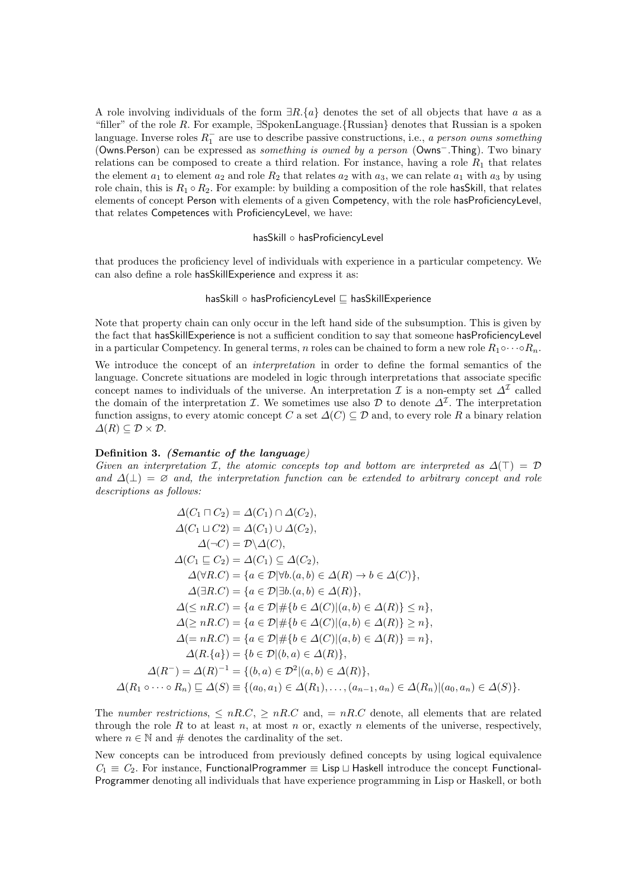A role involving individuals of the form $\exists R.\{a\}$ denotes the set of all objects that have $a$ as a "filler" of the role $R$. For example, $\exists$SpokenLanguage.{Russian} denotes that Russian is a spoken language. Inverse roles $R_1^-$ are use to describe passive constructions, i.e., *a person owns something* (Owns.Person) can be expressed as *something is owned by a person* ($\mathsf{Owns}^-$.Thing). Two binary relations can be composed to create a third relation. For instance, having a role $R_1$ that relates the element $a_1$ to element $a_2$ and role $R_2$ that relates $a_2$ with $a_3$, we can relate $a_1$ with $a_3$ by using role chain, this is $R_1 \circ R_2$. For example: by building a composition of the role hasSkill, that relates elements of concept Person with elements of a given Competency, with the role hasProficiencyLevel, that relates Competences with ProficiencyLevel, we have:

$$\mathsf{hasSkill} \circ \mathsf{hasProficiencyLevel}$$

that produces the proficiency level of individuals with experience in a particular competency. We can also define a role hasSkillExperience and express it as:

$$\mathsf{hasSkill} \circ \mathsf{hasProficiencyLevel} \sqsubseteq \mathsf{hasSkillExperience}$$

Note that property chain can only occur in the left hand side of the subsumption. This is given by the fact that hasSkillExperience is not a sufficient condition to say that someone hasProficiencyLevel in a particular Competency. In general terms, $n$ roles can be chained to form a new role $R_1 \circ \cdots \circ R_n$.

We introduce the concept of an *interpretation* in order to define the formal semantics of the language. Concrete situations are modeled in logic through interpretations that associate specific concept names to individuals of the universe. An interpretation $\mathcal{I}$ is a non-empty set $\Delta^{\mathcal{I}}$ called the domain of the interpretation $\mathcal{I}$. We sometimes use also $\mathcal{D}$ to denote $\Delta^{\mathcal{I}}$. The interpretation function assigns, to every atomic concept $C$ a set $\Delta(C) \subseteq \mathcal{D}$ and, to every role $R$ a binary relation $\Delta(R) \subseteq \mathcal{D} \times \mathcal{D}$.

**Definition 3.** ***(Semantic of the language)***
*Given an interpretation $\mathcal{I}$, the atomic concepts top and bottom are interpreted as $\Delta(\top) = \mathcal{D}$ and $\Delta(\bot) = \varnothing$ and, the interpretation function can be extended to arbitrary concept and role descriptions as follows:*

$$
\begin{aligned}
\Delta(C_1 \sqcap C_2) &= \Delta(C_1) \cap \Delta(C_2),\\
\Delta(C_1 \sqcup C2) &= \Delta(C_1) \cup \Delta(C_2),\\
\Delta(\neg C) &= \mathcal{D} \backslash \Delta(C),\\
\Delta(C_1 \sqsubseteq C_2) &= \Delta(C_1) \subseteq \Delta(C_2),\\
\Delta(\forall R.C) &= \{a \in \mathcal{D} | \forall b.(a,b) \in \Delta(R) \rightarrow b \in \Delta(C)\},\\
\Delta(\exists R.C) &= \{a \in \mathcal{D} | \exists b.(a,b) \in \Delta(R)\},\\
\Delta(\leq nR.C) &= \{a \in \mathcal{D} | \#\{b \in \Delta(C) | (a,b) \in \Delta(R)\} \leq n\},\\
\Delta(\geq nR.C) &= \{a \in \mathcal{D} | \#\{b \in \Delta(C) | (a,b) \in \Delta(R)\} \geq n\},\\
\Delta(= nR.C) &= \{a \in \mathcal{D} | \#\{b \in \Delta(C) | (a,b) \in \Delta(R)\} = n\},\\
\Delta(R.\{a\}) &= \{b \in \mathcal{D} | (b,a) \in \Delta(R)\},\\
\Delta(R^-) = \Delta(R)^{-1} &= \{(b,a) \in \mathcal{D}^2 | (a,b) \in \Delta(R)\},\\
\Delta(R_1 \circ \cdots \circ R_n) \sqsubseteq \Delta(S) &\equiv \{(a_0,a_1) \in \Delta(R_1), \ldots, (a_{n-1},a_n) \in \Delta(R_n) | (a_0,a_n) \in \Delta(S)\}.
\end{aligned}
$$

The *number restrictions*, $\leq nR.C$, $\geq nR.C$ and, $= nR.C$ denote, all elements that are related through the role $R$ to at least $n$, at most $n$ or, exactly $n$ elements of the universe, respectively, where $n \in \mathbb{N}$ and $\#$ denotes the cardinality of the set.

New concepts can be introduced from previously defined concepts by using logical equivalence $C_1 \equiv C_2$. For instance, $\mathsf{FunctionalProgrammer} \equiv \mathsf{Lisp} \sqcup \mathsf{Haskell}$ introduce the concept Functional-Programmer denoting all individuals that have experience programming in Lisp or Haskell, or both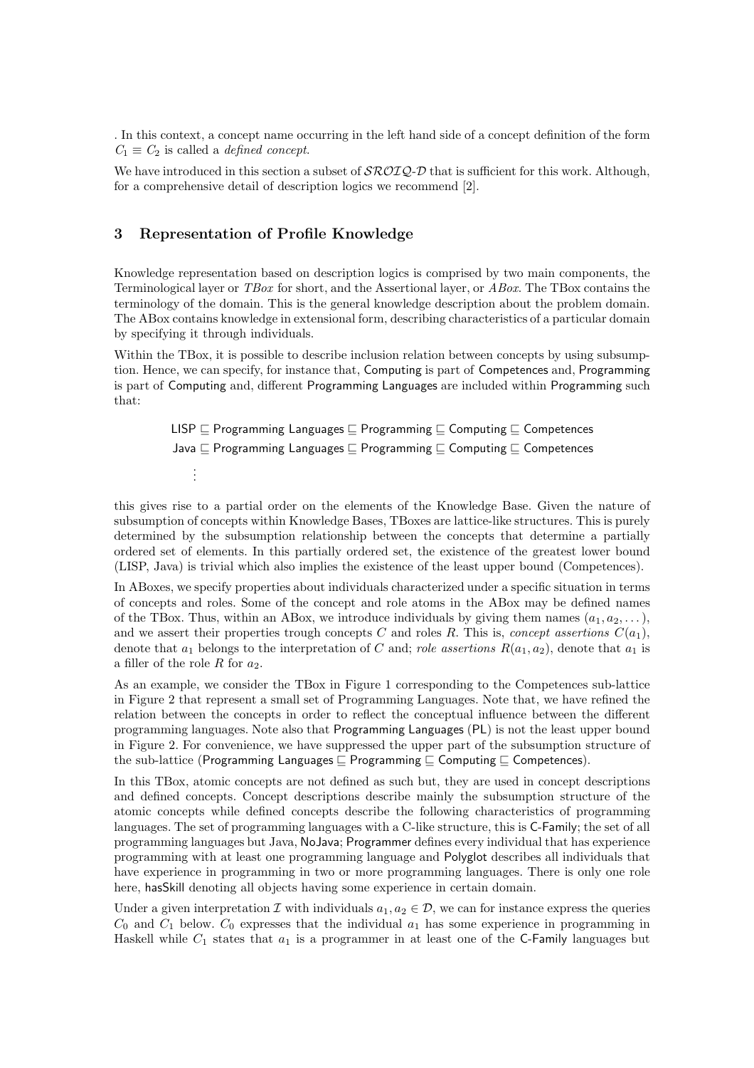. In this context, a concept name occurring in the left hand side of a concept definition of the form $C_1 \equiv C_2$ is called a *defined concept*.

We have introduced in this section a subset of $\mathcal{SROIQ}$-$\mathcal{D}$ that is sufficient for this work. Although, for a comprehensive detail of description logics we recommend [2].

## 3 Representation of Profile Knowledge

Knowledge representation based on description logics is comprised by two main components, the Terminological layer or *TBox* for short, and the Assertional layer, or *ABox*. The TBox contains the terminology of the domain. This is the general knowledge description about the problem domain. The ABox contains knowledge in extensional form, describing characteristics of a particular domain by specifying it through individuals.

Within the TBox, it is possible to describe inclusion relation between concepts by using subsumption. Hence, we can specify, for instance that, Computing is part of Competences and, Programming is part of Computing and, different Programming Languages are included within Programming such that:

$$\begin{aligned}
&\mathsf{LISP} \sqsubseteq \mathsf{Programming\ Languages} \sqsubseteq \mathsf{Programming} \sqsubseteq \mathsf{Computing} \sqsubseteq \mathsf{Competences}\\
&\mathsf{Java} \sqsubseteq \mathsf{Programming\ Languages} \sqsubseteq \mathsf{Programming} \sqsubseteq \mathsf{Computing} \sqsubseteq \mathsf{Competences}\\
&\vdots
\end{aligned}$$

this gives rise to a partial order on the elements of the Knowledge Base. Given the nature of subsumption of concepts within Knowledge Bases, TBoxes are lattice-like structures. This is purely determined by the subsumption relationship between the concepts that determine a partially ordered set of elements. In this partially ordered set, the existence of the greatest lower bound (LISP, Java) is trivial which also implies the existence of the least upper bound (Competences).

In ABoxes, we specify properties about individuals characterized under a specific situation in terms of concepts and roles. Some of the concept and role atoms in the ABox may be defined names of the TBox. Thus, within an ABox, we introduce individuals by giving them names $(a_1, a_2, \dots)$, and we assert their properties trough concepts $C$ and roles $R$. This is, *concept assertions* $C(a_1)$, denote that $a_1$ belongs to the interpretation of $C$ and; *role assertions* $R(a_1, a_2)$, denote that $a_1$ is a filler of the role $R$ for $a_2$.

As an example, we consider the TBox in Figure 1 corresponding to the Competences sub-lattice in Figure 2 that represent a small set of Programming Languages. Note that, we have refined the relation between the concepts in order to reflect the conceptual influence between the different programming languages. Note also that Programming Languages (PL) is not the least upper bound in Figure 2. For convenience, we have suppressed the upper part of the subsumption structure of the sub-lattice (Programming Languages $\sqsubseteq$ Programming $\sqsubseteq$ Computing $\sqsubseteq$ Competences).

In this TBox, atomic concepts are not defined as such but, they are used in concept descriptions and defined concepts. Concept descriptions describe mainly the subsumption structure of the atomic concepts while defined concepts describe the following characteristics of programming languages. The set of programming languages with a C-like structure, this is C-Family; the set of all programming languages but Java, NoJava; Programmer defines every individual that has experience programming with at least one programming language and Polyglot describes all individuals that have experience in programming in two or more programming languages. There is only one role here, hasSkill denoting all objects having some experience in certain domain.

Under a given interpretation $\mathcal{I}$ with individuals $a_1, a_2 \in \mathcal{D}$, we can for instance express the queries $C_0$ and $C_1$ below. $C_0$ expresses that the individual $a_1$ has some experience in programming in Haskell while $C_1$ states that $a_1$ is a programmer in at least one of the C-Family languages but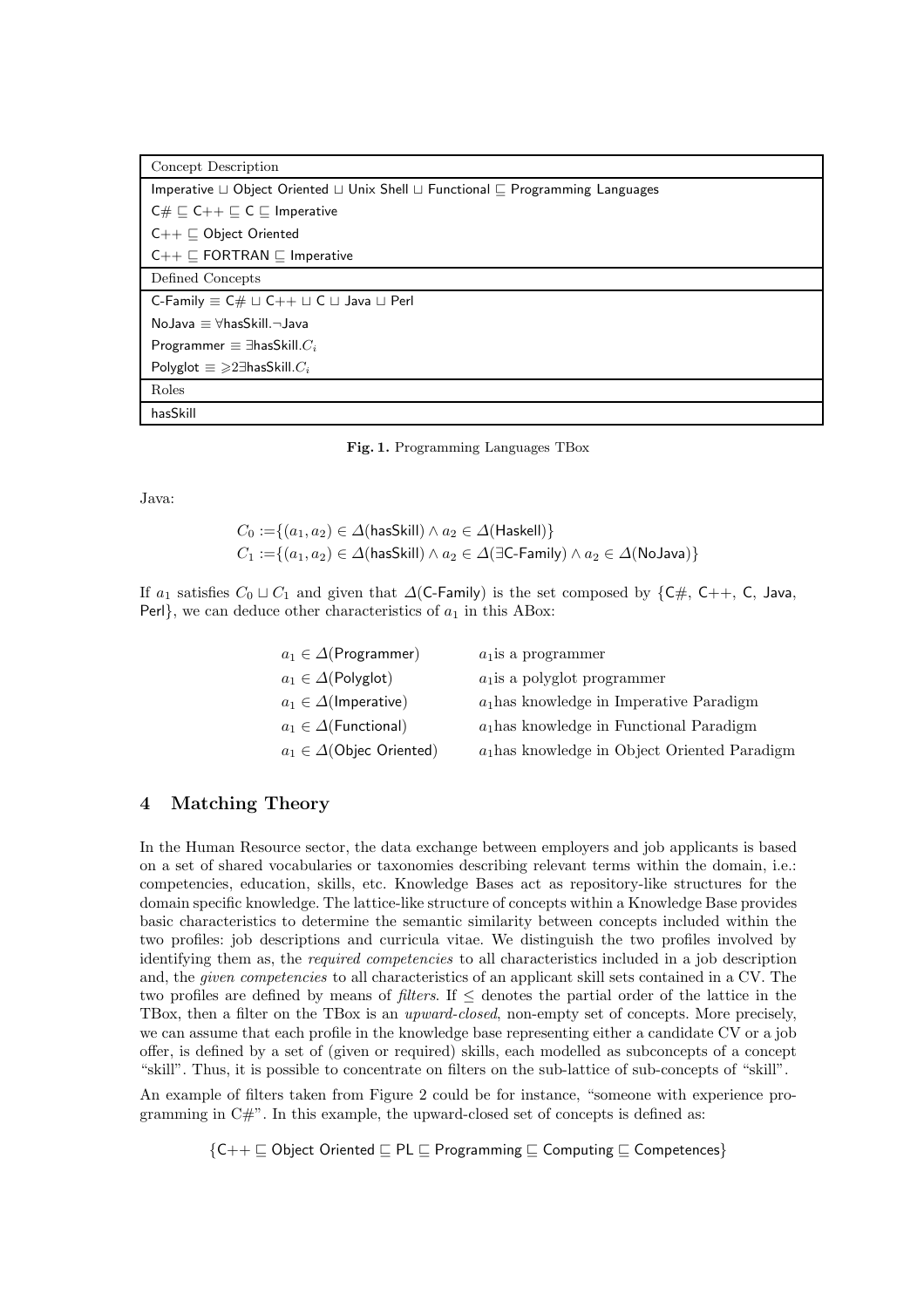| Concept Description |
|---|
| Imperative $\sqcup$ Object Oriented $\sqcup$ Unix Shell $\sqcup$ Functional $\sqsubseteq$ Programming Languages |
| C# $\sqsubseteq$ C++ $\sqsubseteq$ C $\sqsubseteq$ Imperative |
| C++ $\sqsubseteq$ Object Oriented |
| C++ $\sqsubseteq$ FORTRAN $\sqsubseteq$ Imperative |
| **Defined Concepts** |
| C-Family $\equiv$ C# $\sqcup$ C++ $\sqcup$ C $\sqcup$ Java $\sqcup$ Perl |
| NoJava $\equiv \forall$hasSkill.$\neg$Java |
| Programmer $\equiv \exists$hasSkill.$C_i$ |
| Polyglot $\equiv \geqslant 2\exists$hasSkill.$C_i$ |
| **Roles** |
| hasSkill |

**Fig. 1.** Programming Languages TBox

Java:

$$C_0 := \{(a_1, a_2) \in \Delta(\mathsf{hasSkill}) \wedge a_2 \in \Delta(\mathsf{Haskell})\}$$
$$C_1 := \{(a_1, a_2) \in \Delta(\mathsf{hasSkill}) \wedge a_2 \in \Delta(\exists\mathsf{C\text{-}Family}) \wedge a_2 \in \Delta(\mathsf{NoJava})\}$$

If $a_1$ satisfies $C_0 \sqcup C_1$ and given that $\Delta$(C-Family) is the set composed by {C#, C++, C, Java, Perl}, we can deduce other characteristics of $a_1$ in this ABox:

| | |
|---|---|
| $a_1 \in \Delta(\mathsf{Programmer})$ | $a_1$is a programmer |
| $a_1 \in \Delta(\mathsf{Polyglot})$ | $a_1$is a polyglot programmer |
| $a_1 \in \Delta(\mathsf{Imperative})$ | $a_1$has knowledge in Imperative Paradigm |
| $a_1 \in \Delta(\mathsf{Functional})$ | $a_1$has knowledge in Functional Paradigm |
| $a_1 \in \Delta(\mathsf{Objec\ Oriented})$ | $a_1$has knowledge in Object Oriented Paradigm |

## 4 Matching Theory

In the Human Resource sector, the data exchange between employers and job applicants is based on a set of shared vocabularies or taxonomies describing relevant terms within the domain, i.e.: competencies, education, skills, etc. Knowledge Bases act as repository-like structures for the domain specific knowledge. The lattice-like structure of concepts within a Knowledge Base provides basic characteristics to determine the semantic similarity between concepts included within the two profiles: job descriptions and curricula vitae. We distinguish the two profiles involved by identifying them as, the *required competencies* to all characteristics included in a job description and, the *given competencies* to all characteristics of an applicant skill sets contained in a CV. The two profiles are defined by means of *filters*. If $\leq$ denotes the partial order of the lattice in the TBox, then a filter on the TBox is an *upward-closed*, non-empty set of concepts. More precisely, we can assume that each profile in the knowledge base representing either a candidate CV or a job offer, is defined by a set of (given or required) skills, each modelled as subconcepts of a concept "skill". Thus, it is possible to concentrate on filters on the sub-lattice of sub-concepts of "skill".

An example of filters taken from Figure 2 could be for instance, "someone with experience programming in C#". In this example, the upward-closed set of concepts is defined as:

$$\{\mathsf{C{+}{+}} \sqsubseteq \mathsf{Object\ Oriented} \sqsubseteq \mathsf{PL} \sqsubseteq \mathsf{Programming} \sqsubseteq \mathsf{Computing} \sqsubseteq \mathsf{Competences}\}$$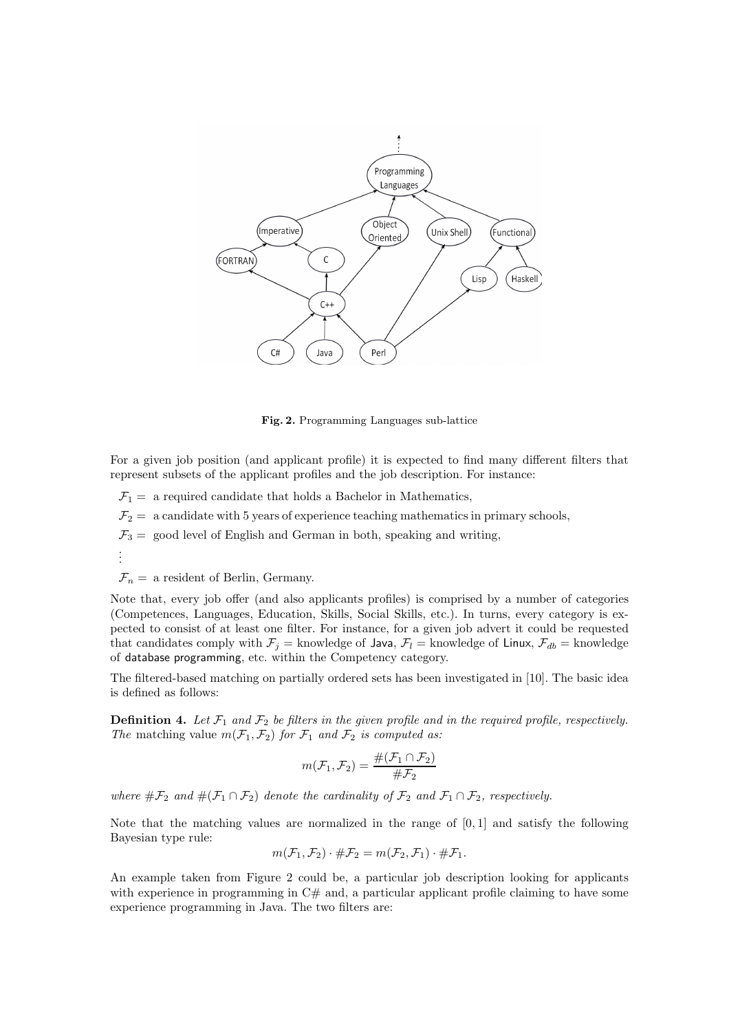**Fig. 2.** Programming Languages sub-lattice

For a given job position (and applicant profile) it is expected to find many different filters that represent subsets of the applicant profiles and the job description. For instance:

$\mathcal{F}_1 =$ a required candidate that holds a Bachelor in Mathematics,

$\mathcal{F}_2 =$ a candidate with 5 years of experience teaching mathematics in primary schools,

$\mathcal{F}_3 =$ good level of English and German in both, speaking and writing,

$\vdots$

$\mathcal{F}_n =$ a resident of Berlin, Germany.

Note that, every job offer (and also applicants profiles) is comprised by a number of categories (Competences, Languages, Education, Skills, Social Skills, etc.). In turns, every category is expected to consist of at least one filter. For instance, for a given job advert it could be requested that candidates comply with $\mathcal{F}_j =$ knowledge of Java, $\mathcal{F}_l =$ knowledge of Linux, $\mathcal{F}_{db} =$ knowledge of database programming, etc. within the Competency category.

The filtered-based matching on partially ordered sets has been investigated in [10]. The basic idea is defined as follows:

**Definition 4.** *Let $\mathcal{F}_1$ and $\mathcal{F}_2$ be filters in the given profile and in the required profile, respectively. The* matching value *$m(\mathcal{F}_1, \mathcal{F}_2)$ for $\mathcal{F}_1$ and $\mathcal{F}_2$ is computed as:*

$$m(\mathcal{F}_1, \mathcal{F}_2) = \frac{\#(\mathcal{F}_1 \cap \mathcal{F}_2)}{\#\mathcal{F}_2}$$

*where $\#\mathcal{F}_2$ and $\#(\mathcal{F}_1 \cap \mathcal{F}_2)$ denote the cardinality of $\mathcal{F}_2$ and $\mathcal{F}_1 \cap \mathcal{F}_2$, respectively.*

Note that the matching values are normalized in the range of $[0, 1]$ and satisfy the following Bayesian type rule:

$$m(\mathcal{F}_1, \mathcal{F}_2) \cdot \#\mathcal{F}_2 = m(\mathcal{F}_2, \mathcal{F}_1) \cdot \#\mathcal{F}_1.$$

An example taken from Figure 2 could be, a particular job description looking for applicants with experience in programming in C# and, a particular applicant profile claiming to have some experience programming in Java. The two filters are: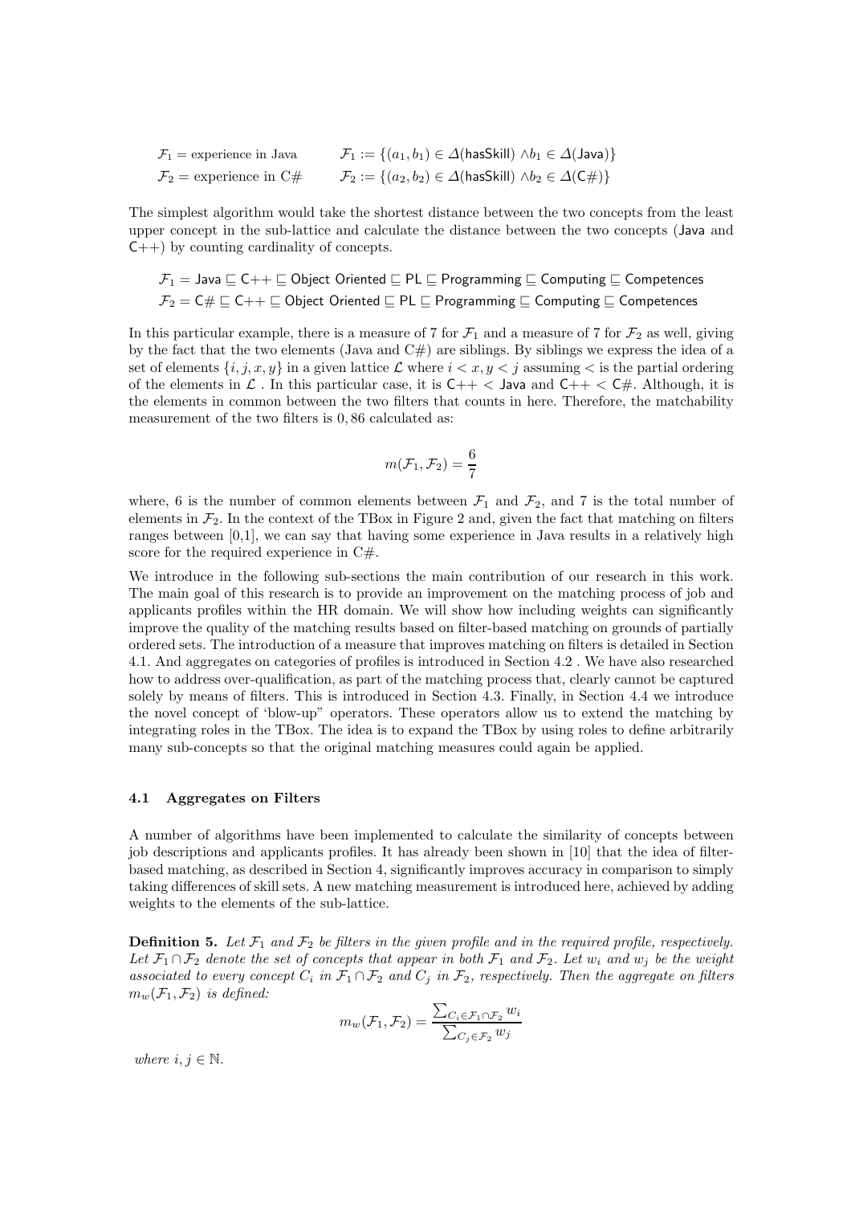$\mathcal{F}_1$ = experience in Java $\qquad \mathcal{F}_1 := \{(a_1, b_1) \in \Delta(\mathsf{hasSkill}) \wedge b_1 \in \Delta(\mathsf{Java})\}$

$\mathcal{F}_2$ = experience in C# $\qquad \mathcal{F}_2 := \{(a_2, b_2) \in \Delta(\mathsf{hasSkill}) \wedge b_2 \in \Delta(\mathsf{C\#})\}$

The simplest algorithm would take the shortest distance between the two concepts from the least upper concept in the sub-lattice and calculate the distance between the two concepts (Java and C++) by counting cardinality of concepts.

$$\mathcal{F}_1 = \mathsf{Java} \sqsubseteq \mathsf{C{+}{+}} \sqsubseteq \mathsf{Object\ Oriented} \sqsubseteq \mathsf{PL} \sqsubseteq \mathsf{Programming} \sqsubseteq \mathsf{Computing} \sqsubseteq \mathsf{Competences}$$
$$\mathcal{F}_2 = \mathsf{C\#} \sqsubseteq \mathsf{C{+}{+}} \sqsubseteq \mathsf{Object\ Oriented} \sqsubseteq \mathsf{PL} \sqsubseteq \mathsf{Programming} \sqsubseteq \mathsf{Computing} \sqsubseteq \mathsf{Competences}$$

In this particular example, there is a measure of 7 for $\mathcal{F}_1$ and a measure of 7 for $\mathcal{F}_2$ as well, giving by the fact that the two elements (Java and C#) are siblings. By siblings we express the idea of a set of elements $\{i, j, x, y\}$ in a given lattice $\mathcal{L}$ where $i < x, y < j$ assuming $<$ is the partial ordering of the elements in $\mathcal{L}$ . In this particular case, it is $\mathsf{C{+}{+}} < \mathsf{Java}$ and $\mathsf{C{+}{+}} < \mathsf{C\#}$. Although, it is the elements in common between the two filters that counts in here. Therefore, the matchability measurement of the two filters is 0,86 calculated as:

$$m(\mathcal{F}_1, \mathcal{F}_2) = \frac{6}{7}$$

where, 6 is the number of common elements between $\mathcal{F}_1$ and $\mathcal{F}_2$, and 7 is the total number of elements in $\mathcal{F}_2$. In the context of the TBox in Figure 2 and, given the fact that matching on filters ranges between [0,1], we can say that having some experience in Java results in a relatively high score for the required experience in C#.

We introduce in the following sub-sections the main contribution of our research in this work. The main goal of this research is to provide an improvement on the matching process of job and applicants profiles within the HR domain. We will show how including weights can significantly improve the quality of the matching results based on filter-based matching on grounds of partially ordered sets. The introduction of a measure that improves matching on filters is detailed in Section 4.1. And aggregates on categories of profiles is introduced in Section 4.2 . We have also researched how to address over-qualification, as part of the matching process that, clearly cannot be captured solely by means of filters. This is introduced in Section 4.3. Finally, in Section 4.4 we introduce the novel concept of 'blow-up" operators. These operators allow us to extend the matching by integrating roles in the TBox. The idea is to expand the TBox by using roles to define arbitrarily many sub-concepts so that the original matching measures could again be applied.

### 4.1 Aggregates on Filters

A number of algorithms have been implemented to calculate the similarity of concepts between job descriptions and applicants profiles. It has already been shown in [10] that the idea of filter-based matching, as described in Section 4, significantly improves accuracy in comparison to simply taking differences of skill sets. A new matching measurement is introduced here, achieved by adding weights to the elements of the sub-lattice.

**Definition 5.** *Let $\mathcal{F}_1$ and $\mathcal{F}_2$ be filters in the given profile and in the required profile, respectively. Let $\mathcal{F}_1 \cap \mathcal{F}_2$ denote the set of concepts that appear in both $\mathcal{F}_1$ and $\mathcal{F}_2$. Let $w_i$ and $w_j$ be the weight associated to every concept $C_i$ in $\mathcal{F}_1 \cap \mathcal{F}_2$ and $C_j$ in $\mathcal{F}_2$, respectively. Then the aggregate on filters $m_w(\mathcal{F}_1, \mathcal{F}_2)$ is defined:*

$$m_w(\mathcal{F}_1, \mathcal{F}_2) = \frac{\sum_{C_i \in \mathcal{F}_1 \cap \mathcal{F}_2} w_i}{\sum_{C_j \in \mathcal{F}_2} w_j}$$

*where $i, j \in \mathbb{N}$.*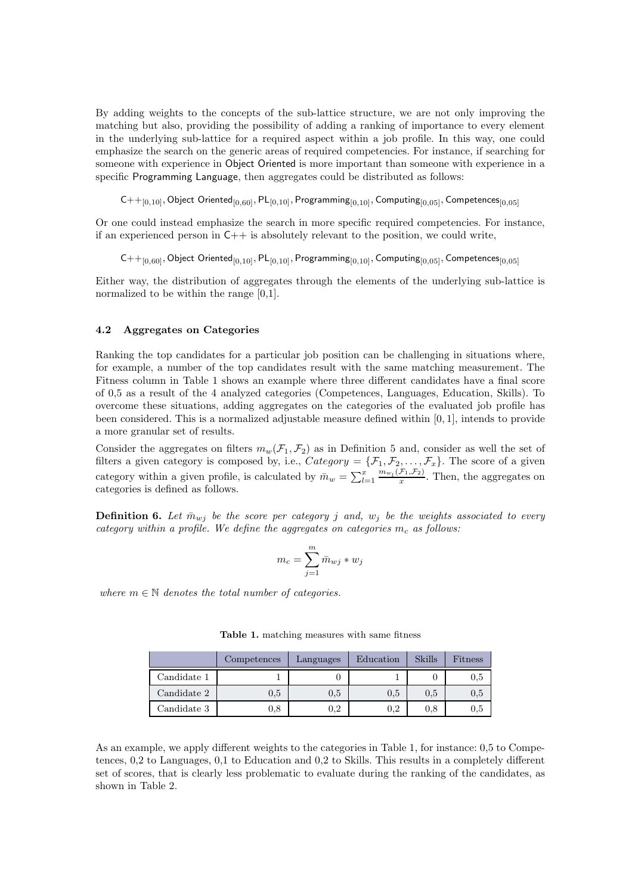By adding weights to the concepts of the sub-lattice structure, we are not only improving the matching but also, providing the possibility of adding a ranking of importance to every element in the underlying sub-lattice for a required aspect within a job profile. In this way, one could emphasize the search on the generic areas of required competencies. For instance, if searching for someone with experience in Object Oriented is more important than someone with experience in a specific Programming Language, then aggregates could be distributed as follows:

$\mathsf{C{+}{+}}_{[0,10]}, \mathsf{Object\ Oriented}_{[0,60]}, \mathsf{PL}_{[0,10]}, \mathsf{Programming}_{[0,10]}, \mathsf{Computing}_{[0,05]}, \mathsf{Competences}_{[0,05]}$

Or one could instead emphasize the search in more specific required competencies. For instance, if an experienced person in C++ is absolutely relevant to the position, we could write,

$\mathsf{C{+}{+}}_{[0,60]}, \mathsf{Object\ Oriented}_{[0,10]}, \mathsf{PL}_{[0,10]}, \mathsf{Programming}_{[0,10]}, \mathsf{Computing}_{[0,05]}, \mathsf{Competences}_{[0,05]}$

Either way, the distribution of aggregates through the elements of the underlying sub-lattice is normalized to be within the range [0,1].

### 4.2 Aggregates on Categories

Ranking the top candidates for a particular job position can be challenging in situations where, for example, a number of the top candidates result with the same matching measurement. The Fitness column in Table 1 shows an example where three different candidates have a final score of 0,5 as a result of the 4 analyzed categories (Competences, Languages, Education, Skills). To overcome these situations, adding aggregates on the categories of the evaluated job profile has been considered. This is a normalized adjustable measure defined within $[0, 1]$, intends to provide a more granular set of results.

Consider the aggregates on filters $m_w(\mathcal{F}_1, \mathcal{F}_2)$ as in Definition 5 and, consider as well the set of filters a given category is composed by, i.e., $Category = \{\mathcal{F}_1, \mathcal{F}_2, \ldots, \mathcal{F}_x\}$. The score of a given category within a given profile, is calculated by $\bar{m}_w = \sum_{l=1}^{x} \frac{m_{w_l}(\mathcal{F}_1, \mathcal{F}_2)}{x}$. Then, the aggregates on categories is defined as follows.

**Definition 6.** *Let $\bar{m}_{wj}$ be the score per category $j$ and, $w_j$ be the weights associated to every category within a profile. We define the aggregates on categories $m_c$ as follows:*

$$m_c = \sum_{j=1}^{m} \bar{m}_{wj} * w_j$$

*where $m \in \mathbb{N}$ denotes the total number of categories.*

**Table 1.** matching measures with same fitness

| | Competences | Languages | Education | Skills | Fitness |
|---|---|---|---|---|---|
| Candidate 1 | 1 | 0 | 1 | 0 | 0,5 |
| Candidate 2 | 0,5 | 0,5 | 0,5 | 0,5 | 0,5 |
| Candidate 3 | 0,8 | 0,2 | 0,2 | 0,8 | 0,5 |

As an example, we apply different weights to the categories in Table 1, for instance: 0,5 to Competences, 0,2 to Languages, 0,1 to Education and 0,2 to Skills. This results in a completely different set of scores, that is clearly less problematic to evaluate during the ranking of the candidates, as shown in Table 2.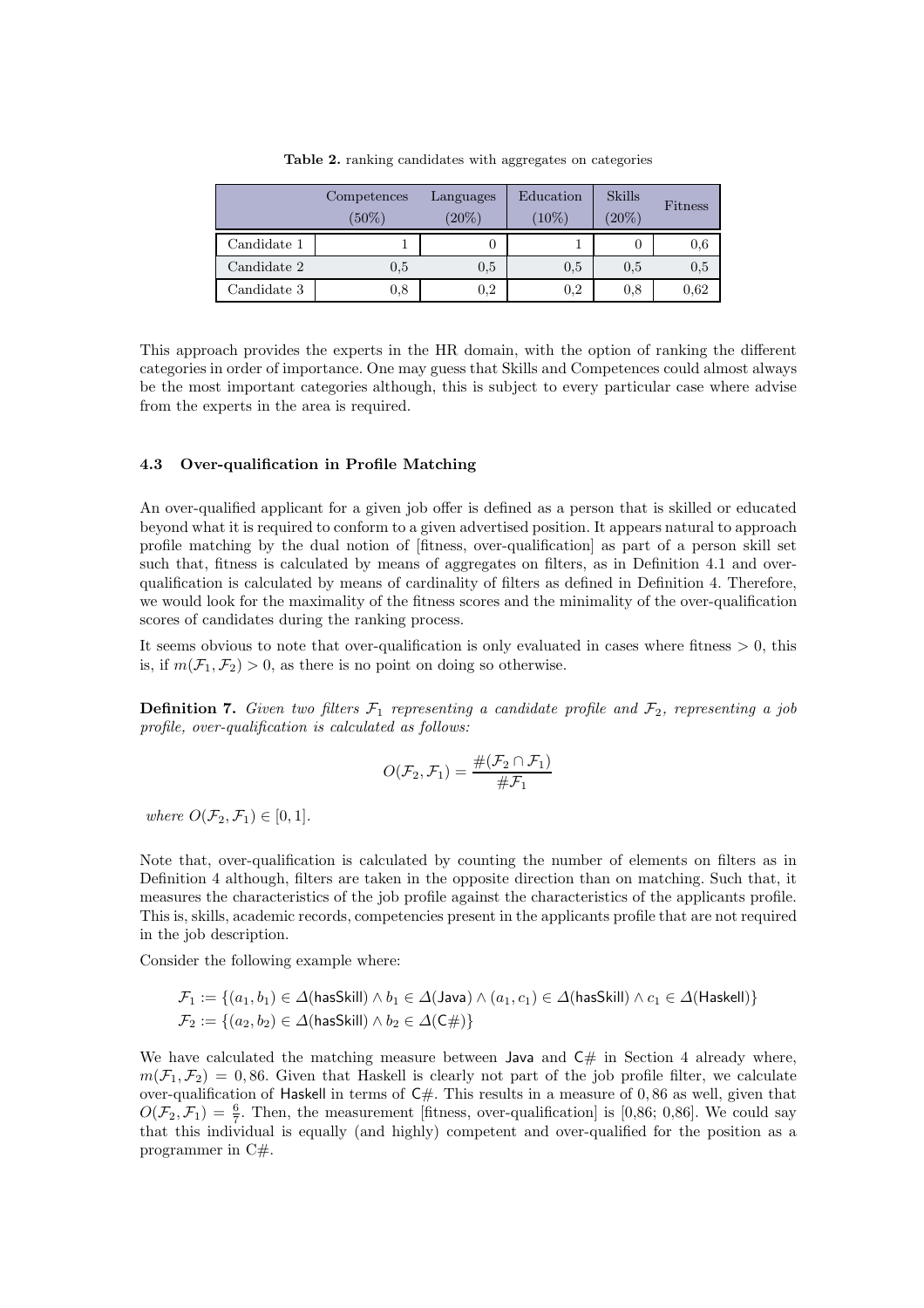**Table 2.** ranking candidates with aggregates on categories

| | Competences (50%) | Languages (20%) | Education (10%) | Skills (20%) | Fitness |
|---|---|---|---|---|---|
| Candidate 1 | 1 | 0 | 1 | 0 | 0,6 |
| Candidate 2 | 0,5 | 0,5 | 0,5 | 0,5 | 0,5 |
| Candidate 3 | 0,8 | 0,2 | 0,2 | 0,8 | 0,62 |

This approach provides the experts in the HR domain, with the option of ranking the different categories in order of importance. One may guess that Skills and Competences could almost always be the most important categories although, this is subject to every particular case where advise from the experts in the area is required.

### 4.3 Over-qualification in Profile Matching

An over-qualified applicant for a given job offer is defined as a person that is skilled or educated beyond what it is required to conform to a given advertised position. It appears natural to approach profile matching by the dual notion of [fitness, over-qualification] as part of a person skill set such that, fitness is calculated by means of aggregates on filters, as in Definition 4.1 and over-qualification is calculated by means of cardinality of filters as defined in Definition 4. Therefore, we would look for the maximality of the fitness scores and the minimality of the over-qualification scores of candidates during the ranking process.

It seems obvious to note that over-qualification is only evaluated in cases where fitness $> 0$, this is, if $m(\mathcal{F}_1, \mathcal{F}_2) > 0$, as there is no point on doing so otherwise.

**Definition 7.** *Given two filters $\mathcal{F}_1$ representing a candidate profile and $\mathcal{F}_2$, representing a job profile, over-qualification is calculated as follows:*

$$O(\mathcal{F}_2, \mathcal{F}_1) = \frac{\#(\mathcal{F}_2 \cap \mathcal{F}_1)}{\#\mathcal{F}_1}$$

*where $O(\mathcal{F}_2, \mathcal{F}_1) \in [0, 1]$.*

Note that, over-qualification is calculated by counting the number of elements on filters as in Definition 4 although, filters are taken in the opposite direction than on matching. Such that, it measures the characteristics of the job profile against the characteristics of the applicants profile. This is, skills, academic records, competencies present in the applicants profile that are not required in the job description.

Consider the following example where:

$$\mathcal{F}_1 := \{(a_1, b_1) \in \Delta(\mathsf{hasSkill}) \wedge b_1 \in \Delta(\mathsf{Java}) \wedge (a_1, c_1) \in \Delta(\mathsf{hasSkill}) \wedge c_1 \in \Delta(\mathsf{Haskell})\}$$
$$\mathcal{F}_2 := \{(a_2, b_2) \in \Delta(\mathsf{hasSkill}) \wedge b_2 \in \Delta(\mathsf{C\#})\}$$

We have calculated the matching measure between Java and C# in Section 4 already where, $m(\mathcal{F}_1, \mathcal{F}_2) = 0,86$. Given that Haskell is clearly not part of the job profile filter, we calculate over-qualification of Haskell in terms of C#. This results in a measure of $0,86$ as well, given that $O(\mathcal{F}_2, \mathcal{F}_1) = \frac{6}{7}$. Then, the measurement [fitness, over-qualification] is [0,86; 0,86]. We could say that this individual is equally (and highly) competent and over-qualified for the position as a programmer in C#.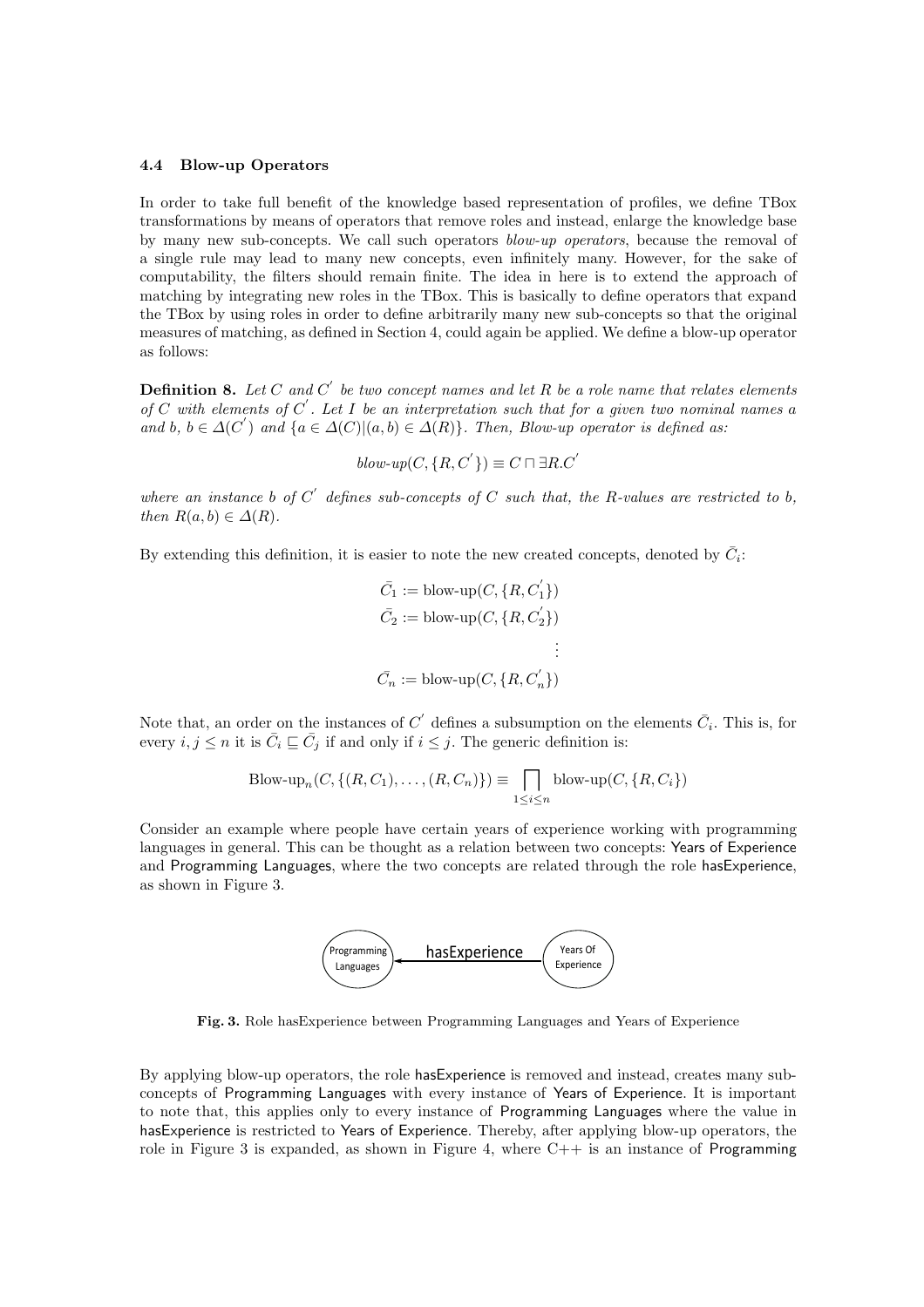### 4.4 Blow-up Operators

In order to take full benefit of the knowledge based representation of profiles, we define TBox transformations by means of operators that remove roles and instead, enlarge the knowledge base by many new sub-concepts. We call such operators *blow-up operators*, because the removal of a single rule may lead to many new concepts, even infinitely many. However, for the sake of computability, the filters should remain finite. The idea in here is to extend the approach of matching by integrating new roles in the TBox. This is basically to define operators that expand the TBox by using roles in order to define arbitrarily many new sub-concepts so that the original measures of matching, as defined in Section 4, could again be applied. We define a blow-up operator as follows:

**Definition 8.** *Let $C$ and $C^{'}$ be two concept names and let $R$ be a role name that relates elements of $C$ with elements of $C^{'}$. Let $I$ be an interpretation such that for a given two nominal names $a$ and $b$, $b \in \Delta(C^{'})$ and $\{a \in \Delta(C) | (a, b) \in \Delta(R)\}$. Then, Blow-up operator is defined as:*

$$\textit{blow-up}(C, \{R, C^{'}\}) \equiv C \sqcap \exists R.C^{'}$$

*where an instance $b$ of $C^{'}$ defines sub-concepts of $C$ such that, the $R$-values are restricted to $b$, then $R(a, b) \in \Delta(R)$.*

By extending this definition, it is easier to note the new created concepts, denoted by $\bar{C}_i$:

$$\bar{C}_1 := \text{blow-up}(C, \{R, C^{'}_1\})$$
$$\bar{C}_2 := \text{blow-up}(C, \{R, C^{'}_2\})$$
$$\vdots$$
$$\bar{C}_n := \text{blow-up}(C, \{R, C^{'}_n\})$$

Note that, an order on the instances of $C^{'}$ defines a subsumption on the elements $\bar{C}_i$. This is, for every $i, j \leq n$ it is $\bar{C}_i \sqsubseteq \bar{C}_j$ if and only if $i \leq j$. The generic definition is:

$$\text{Blow-up}_n(C, \{(R, C_1), \ldots, (R, C_n)\}) \equiv \bigsqcap_{1 \leq i \leq n} \text{blow-up}(C, \{R, C_i\})$$

Consider an example where people have certain years of experience working with programming languages in general. This can be thought as a relation between two concepts: Years of Experience and Programming Languages, where the two concepts are related through the role hasExperience, as shown in Figure 3.

Fig. 3. Role hasExperience between Programming Languages and Years of Experience

By applying blow-up operators, the role hasExperience is removed and instead, creates many sub-concepts of Programming Languages with every instance of Years of Experience. It is important to note that, this applies only to every instance of Programming Languages where the value in hasExperience is restricted to Years of Experience. Thereby, after applying blow-up operators, the role in Figure 3 is expanded, as shown in Figure 4, where C++ is an instance of Programming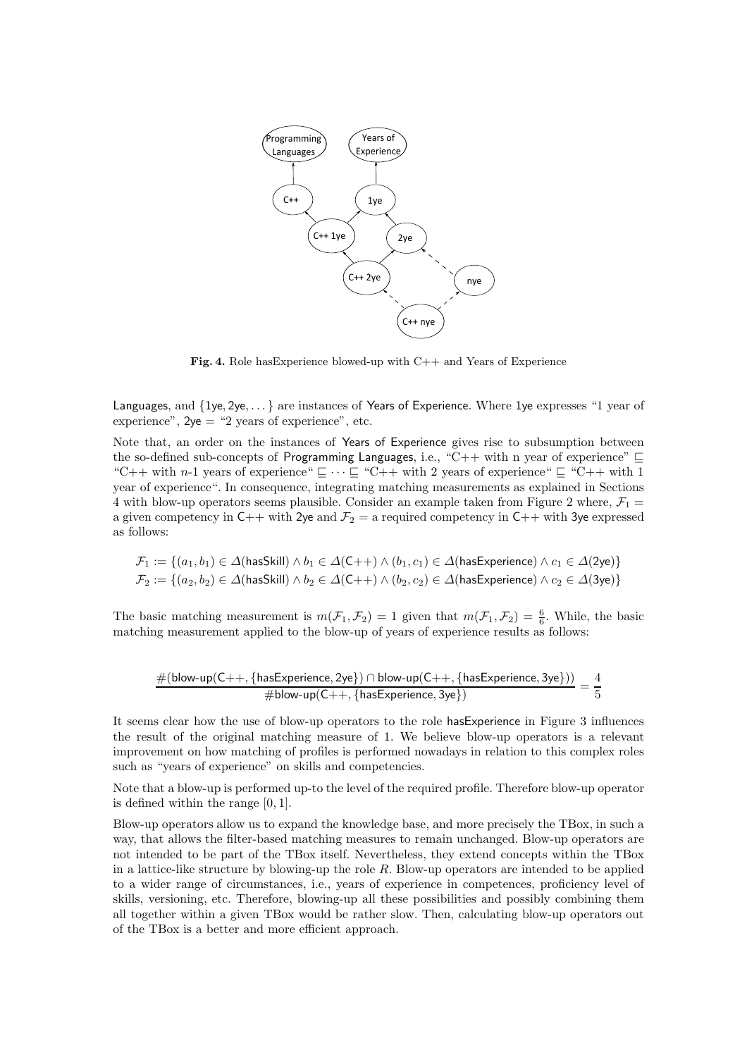**Fig. 4.** Role hasExperience blowed-up with C++ and Years of Experience

Languages, and $\{\mathsf{1ye}, \mathsf{2ye}, \dots\}$ are instances of Years of Experience. Where 1ye expresses "1 year of experience", 2ye = "2 years of experience", etc.

Note that, an order on the instances of Years of Experience gives rise to subsumption between the so-defined sub-concepts of Programming Languages, i.e., "C++ with n year of experience" $\sqsubseteq$ "C++ with $n$-1 years of experience" $\sqsubseteq \cdots \sqsubseteq$ "C++ with 2 years of experience" $\sqsubseteq$ "C++ with 1 year of experience". In consequence, integrating matching measurements as explained in Sections 4 with blow-up operators seems plausible. Consider an example taken from Figure 2 where, $\mathcal{F}_1 =$ a given competency in C++ with 2ye and $\mathcal{F}_2 =$ a required competency in C++ with 3ye expressed as follows:

$$\mathcal{F}_1 := \{(a_1, b_1) \in \Delta(\mathsf{hasSkill}) \wedge b_1 \in \Delta(\mathsf{C{+}{+}}) \wedge (b_1, c_1) \in \Delta(\mathsf{hasExperience}) \wedge c_1 \in \Delta(\mathsf{2ye})\}$$
$$\mathcal{F}_2 := \{(a_2, b_2) \in \Delta(\mathsf{hasSkill}) \wedge b_2 \in \Delta(\mathsf{C{+}{+}}) \wedge (b_2, c_2) \in \Delta(\mathsf{hasExperience}) \wedge c_2 \in \Delta(\mathsf{3ye})\}$$

The basic matching measurement is $m(\mathcal{F}_1, \mathcal{F}_2) = 1$ given that $m(\mathcal{F}_1, \mathcal{F}_2) = \frac{6}{6}$. While, the basic matching measurement applied to the blow-up of years of experience results as follows:

$$\frac{\#(\mathsf{blow\text{-}up}(\mathsf{C{+}{+}}, \{\mathsf{hasExperience}, \mathsf{2ye}\}) \cap \mathsf{blow\text{-}up}(\mathsf{C{+}{+}}, \{\mathsf{hasExperience}, \mathsf{3ye}\}))}{\#\mathsf{blow\text{-}up}(\mathsf{C{+}{+}}, \{\mathsf{hasExperience}, \mathsf{3ye}\})} = \frac{4}{5}$$

It seems clear how the use of blow-up operators to the role hasExperience in Figure 3 influences the result of the original matching measure of 1. We believe blow-up operators is a relevant improvement on how matching of profiles is performed nowadays in relation to this complex roles such as "years of experience" on skills and competencies.

Note that a blow-up is performed up-to the level of the required profile. Therefore blow-up operator is defined within the range $[0, 1]$.

Blow-up operators allow us to expand the knowledge base, and more precisely the TBox, in such a way, that allows the filter-based matching measures to remain unchanged. Blow-up operators are not intended to be part of the TBox itself. Nevertheless, they extend concepts within the TBox in a lattice-like structure by blowing-up the role $R$. Blow-up operators are intended to be applied to a wider range of circumstances, i.e., years of experience in competences, proficiency level of skills, versioning, etc. Therefore, blowing-up all these possibilities and possibly combining them all together within a given TBox would be rather slow. Then, calculating blow-up operators out of the TBox is a better and more efficient approach.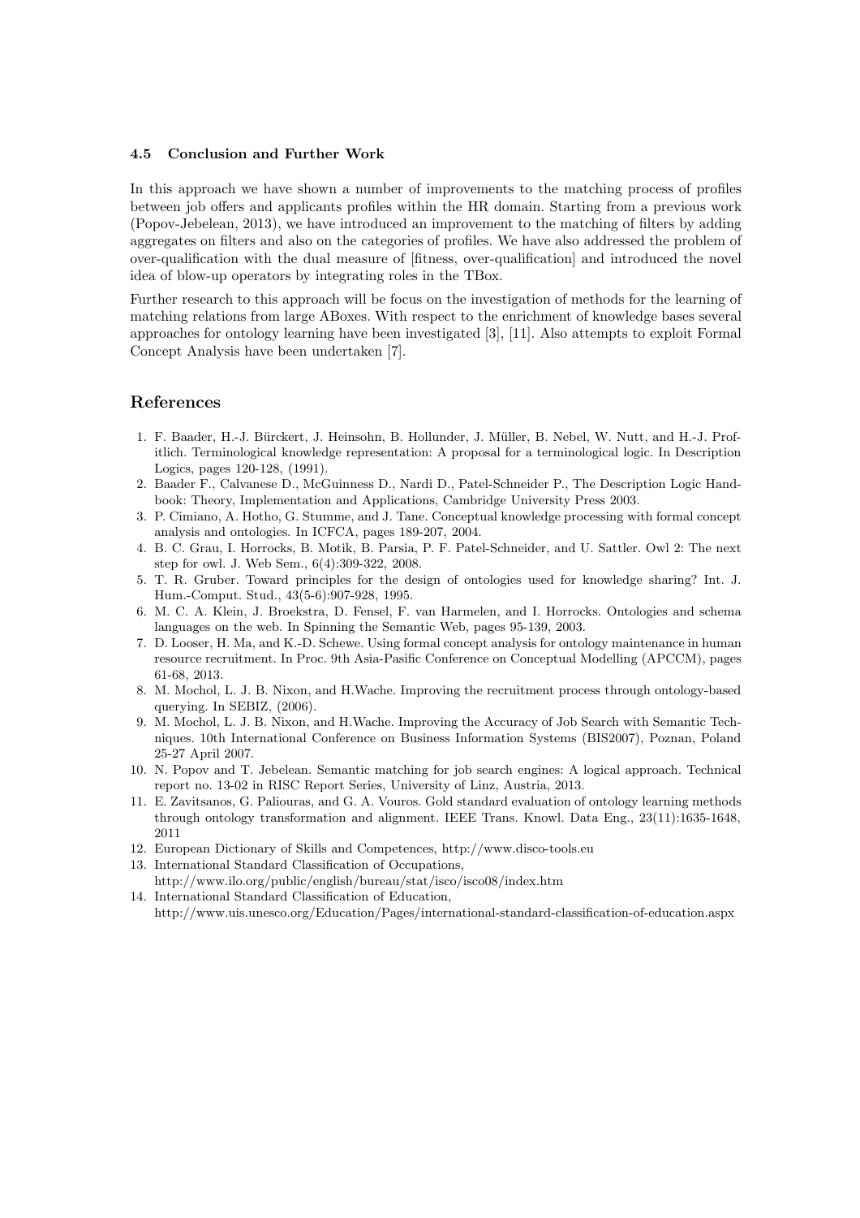### 4.5 Conclusion and Further Work

In this approach we have shown a number of improvements to the matching process of profiles between job offers and applicants profiles within the HR domain. Starting from a previous work (Popov-Jebelean, 2013), we have introduced an improvement to the matching of filters by adding aggregates on filters and also on the categories of profiles. We have also addressed the problem of over-qualification with the dual measure of [fitness, over-qualification] and introduced the novel idea of blow-up operators by integrating roles in the TBox.

Further research to this approach will be focus on the investigation of methods for the learning of matching relations from large ABoxes. With respect to the enrichment of knowledge bases several approaches for ontology learning have been investigated [3], [11]. Also attempts to exploit Formal Concept Analysis have been undertaken [7].

## References

1. F. Baader, H.-J. Bürckert, J. Heinsohn, B. Hollunder, J. Müller, B. Nebel, W. Nutt, and H.-J. Profitlich. Terminological knowledge representation: A proposal for a terminological logic. In Description Logics, pages 120-128, (1991).
2. Baader F., Calvanese D., McGuinness D., Nardi D., Patel-Schneider P., The Description Logic Handbook: Theory, Implementation and Applications, Cambridge University Press 2003.
3. P. Cimiano, A. Hotho, G. Stumme, and J. Tane. Conceptual knowledge processing with formal concept analysis and ontologies. In ICFCA, pages 189-207, 2004.
4. B. C. Grau, I. Horrocks, B. Motik, B. Parsia, P. F. Patel-Schneider, and U. Sattler. Owl 2: The next step for owl. J. Web Sem., 6(4):309-322, 2008.
5. T. R. Gruber. Toward principles for the design of ontologies used for knowledge sharing? Int. J. Hum.-Comput. Stud., 43(5-6):907-928, 1995.
6. M. C. A. Klein, J. Broekstra, D. Fensel, F. van Harmelen, and I. Horrocks. Ontologies and schema languages on the web. In Spinning the Semantic Web, pages 95-139, 2003.
7. D. Looser, H. Ma, and K.-D. Schewe. Using formal concept analysis for ontology maintenance in human resource recruitment. In Proc. 9th Asia-Pasific Conference on Conceptual Modelling (APCCM), pages 61-68, 2013.
8. M. Mochol, L. J. B. Nixon, and H.Wache. Improving the recruitment process through ontology-based querying. In SEBIZ, (2006).
9. M. Mochol, L. J. B. Nixon, and H.Wache. Improving the Accuracy of Job Search with Semantic Techniques. 10th International Conference on Business Information Systems (BIS2007), Poznan, Poland 25-27 April 2007.
10. N. Popov and T. Jebelean. Semantic matching for job search engines: A logical approach. Technical report no. 13-02 in RISC Report Series, University of Linz, Austria, 2013.
11. E. Zavitsanos, G. Paliouras, and G. A. Vouros. Gold standard evaluation of ontology learning methods through ontology transformation and alignment. IEEE Trans. Knowl. Data Eng., 23(11):1635-1648, 2011
12. European Dictionary of Skills and Competences, http://www.disco-tools.eu
13. International Standard Classification of Occupations, http://www.ilo.org/public/english/bureau/stat/isco/isco08/index.htm
14. International Standard Classification of Education, http://www.uis.unesco.org/Education/Pages/international-standard-classification-of-education.aspx